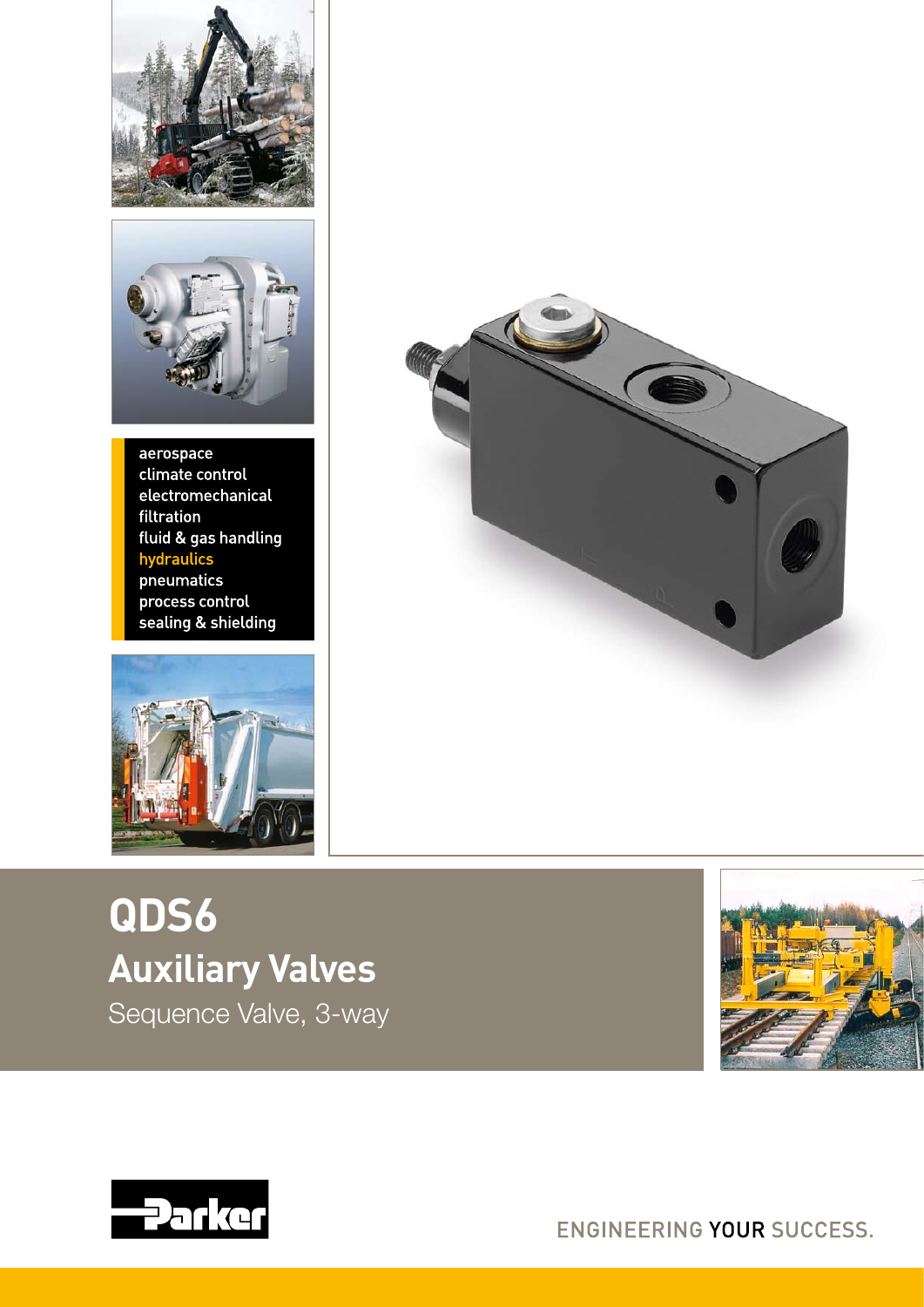aerospace
climate control
electromechanical
filtration
fluid & gas handling
hydraulics
pneumatics
process control
sealing & shielding

# QDS6

## Auxiliary Valves

Sequence Valve, 3-way

Parker

ENGINEERING YOUR SUCCESS.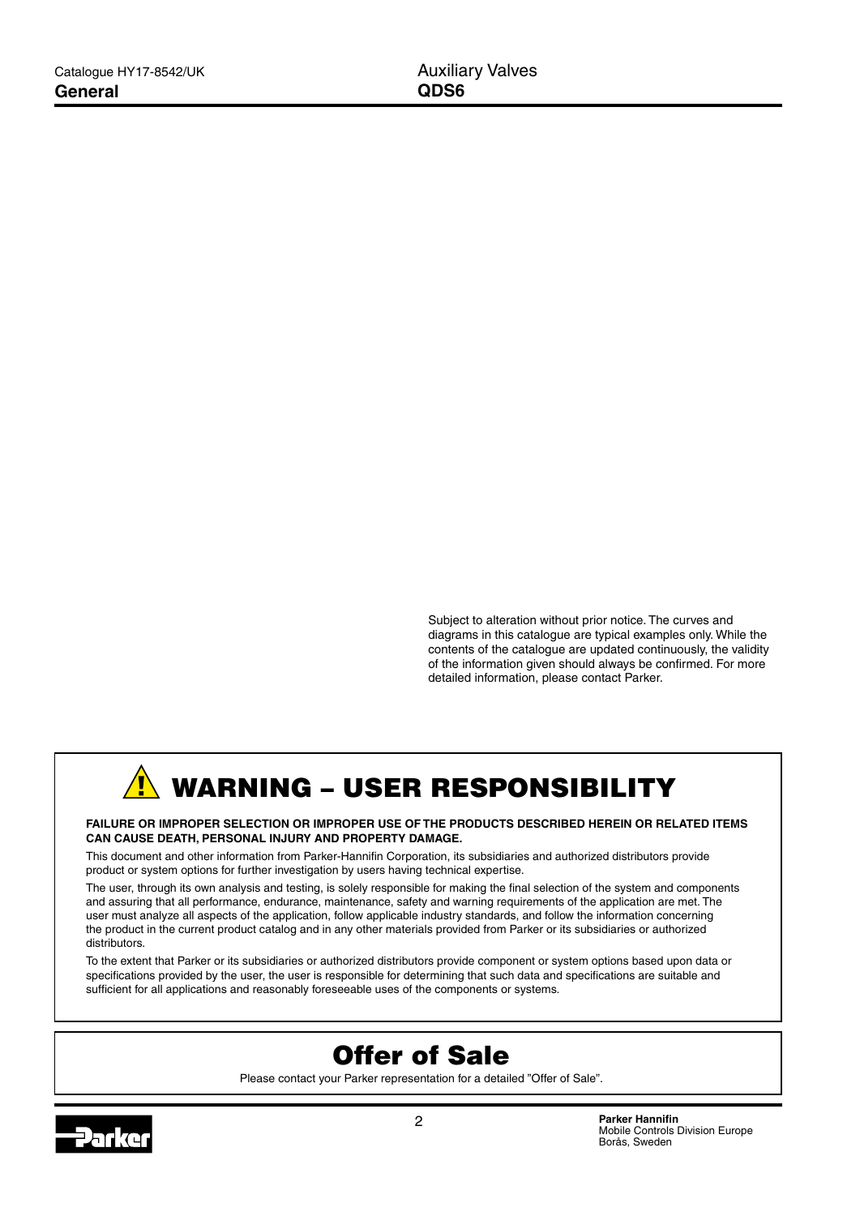Subject to alteration without prior notice. The curves and diagrams in this catalogue are typical examples only. While the contents of the catalogue are updated continuously, the validity of the information given should always be confirmed. For more detailed information, please contact Parker.

# WARNING – USER RESPONSIBILITY

**FAILURE OR IMPROPER SELECTION OR IMPROPER USE OF THE PRODUCTS DESCRIBED HEREIN OR RELATED ITEMS CAN CAUSE DEATH, PERSONAL INJURY AND PROPERTY DAMAGE.**

This document and other information from Parker-Hannifin Corporation, its subsidiaries and authorized distributors provide product or system options for further investigation by users having technical expertise.

The user, through its own analysis and testing, is solely responsible for making the final selection of the system and components and assuring that all performance, endurance, maintenance, safety and warning requirements of the application are met. The user must analyze all aspects of the application, follow applicable industry standards, and follow the information concerning the product in the current product catalog and in any other materials provided from Parker or its subsidiaries or authorized distributors.

To the extent that Parker or its subsidiaries or authorized distributors provide component or system options based upon data or specifications provided by the user, the user is responsible for determining that such data and specifications are suitable and sufficient for all applications and reasonably foreseeable uses of the components or systems.

# Offer of Sale

Please contact your Parker representation for a detailed "Offer of Sale".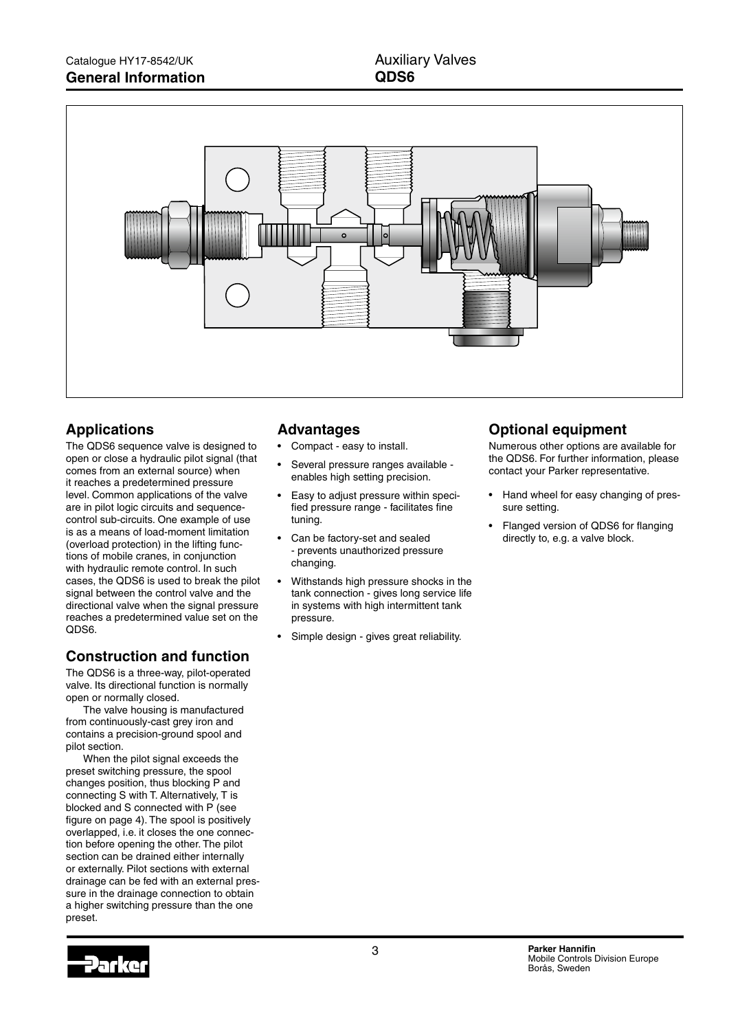## Applications

The QDS6 sequence valve is designed to open or close a hydraulic pilot signal (that comes from an external source) when it reaches a predetermined pressure level. Common applications of the valve are in pilot logic circuits and sequence-control sub-circuits. One example of use is as a means of load-moment limitation (overload protection) in the lifting functions of mobile cranes, in conjunction with hydraulic remote control. In such cases, the QDS6 is used to break the pilot signal between the control valve and the directional valve when the signal pressure reaches a predetermined value set on the QDS6.

## Construction and function

The QDS6 is a three-way, pilot-operated valve. Its directional function is normally open or normally closed.

The valve housing is manufactured from continuously-cast grey iron and contains a precision-ground spool and pilot section.

When the pilot signal exceeds the preset switching pressure, the spool changes position, thus blocking P and connecting S with T. Alternatively, T is blocked and S connected with P (see figure on page 4). The spool is positively overlapped, i.e. it closes the one connection before opening the other. The pilot section can be drained either internally or externally. Pilot sections with external drainage can be fed with an external pressure in the drainage connection to obtain a higher switching pressure than the one preset.

## Advantages

- Compact - easy to install.
- Several pressure ranges available - enables high setting precision.
- Easy to adjust pressure within specified pressure range - facilitates fine tuning.
- Can be factory-set and sealed - prevents unauthorized pressure changing.
- Withstands high pressure shocks in the tank connection - gives long service life in systems with high intermittent tank pressure.
- Simple design - gives great reliability.

## Optional equipment

Numerous other options are available for the QDS6. For further information, please contact your Parker representative.

- Hand wheel for easy changing of pressure setting.
- Flanged version of QDS6 for flanging directly to, e.g. a valve block.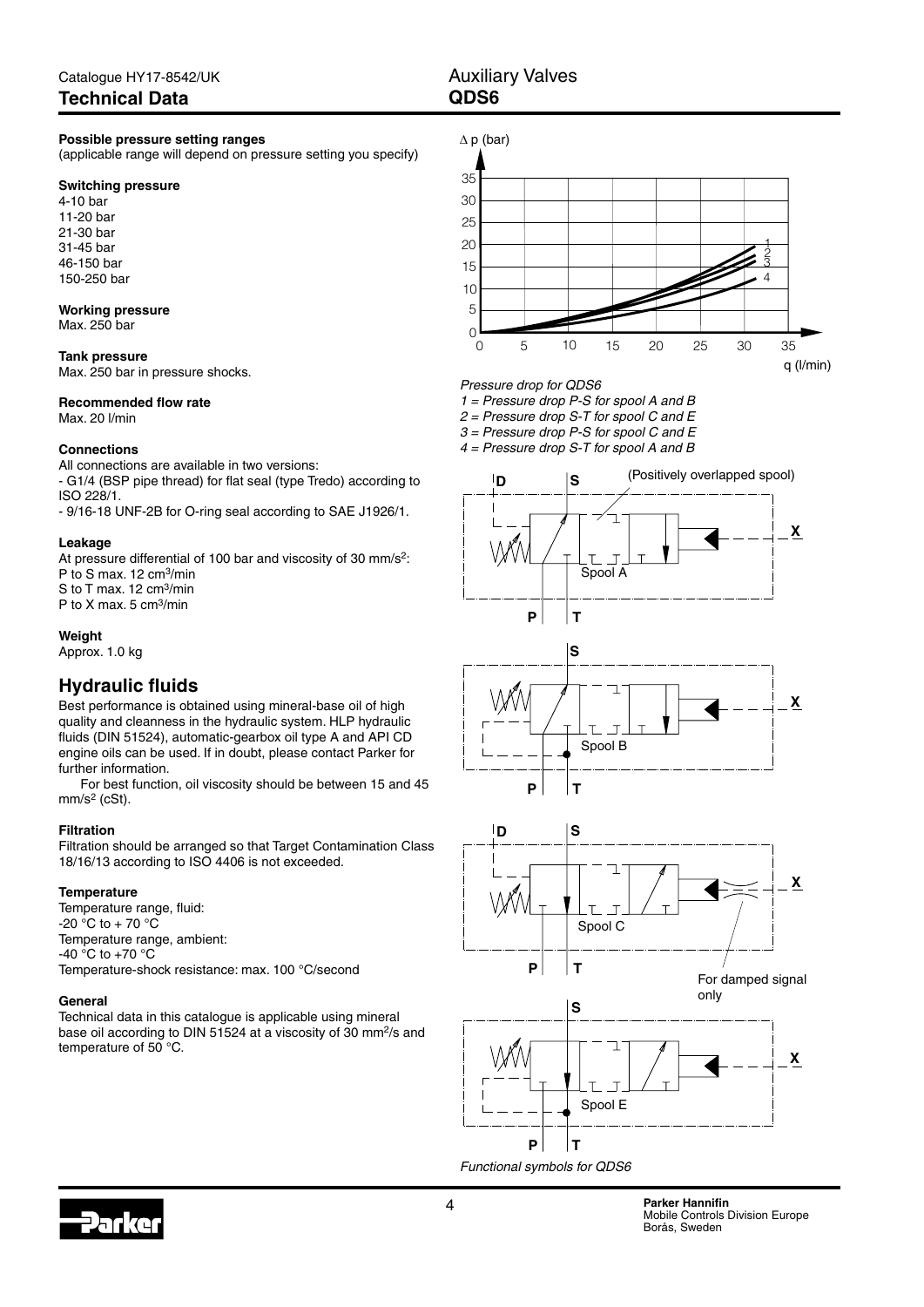# Technical Data

## Auxiliary Valves QDS6

**Possible pressure setting ranges**
(applicable range will depend on pressure setting you specify)

**Switching pressure**
4-10 bar
11-20 bar
21-30 bar
31-45 bar
46-150 bar
150-250 bar

**Working pressure**
Max. 250 bar

**Tank pressure**
Max. 250 bar in pressure shocks.

**Recommended flow rate**
Max. 20 l/min

**Connections**
All connections are available in two versions:
- G1/4 (BSP pipe thread) for flat seal (type Tredo) according to ISO 228/1.
- 9/16-18 UNF-2B for O-ring seal according to SAE J1926/1.

**Leakage**
At pressure differential of 100 bar and viscosity of 30 $mm/s^2$:
P to S max. 12 $cm^3/min$
S to T max. 12 $cm^3/min$
P to X max. 5 $cm^3/min$

**Weight**
Approx. 1.0 kg

## Hydraulic fluids

Best performance is obtained using mineral-base oil of high quality and cleanness in the hydraulic system. HLP hydraulic fluids (DIN 51524), automatic-gearbox oil type A and API CD engine oils can be used. If in doubt, please contact Parker for further information.

For best function, oil viscosity should be between 15 and 45 $mm/s^2$ (cSt).

**Filtration**
Filtration should be arranged so that Target Contamination Class 18/16/13 according to ISO 4406 is not exceeded.

**Temperature**
Temperature range, fluid:
-20 °C to + 70 °C
Temperature range, ambient:
-40 °C to +70 °C
Temperature-shock resistance: max. 100 °C/second

**General**
Technical data in this catalogue is applicable using mineral base oil according to DIN 51524 at a viscosity of 30 $mm^2/s$ and temperature of 50 °C.

*Pressure drop for QDS6*
*1 = Pressure drop P-S for spool A and B*
*2 = Pressure drop S-T for spool C and E*
*3 = Pressure drop P-S for spool C and E*
*4 = Pressure drop S-T for spool A and B*

*Functional symbols for QDS6*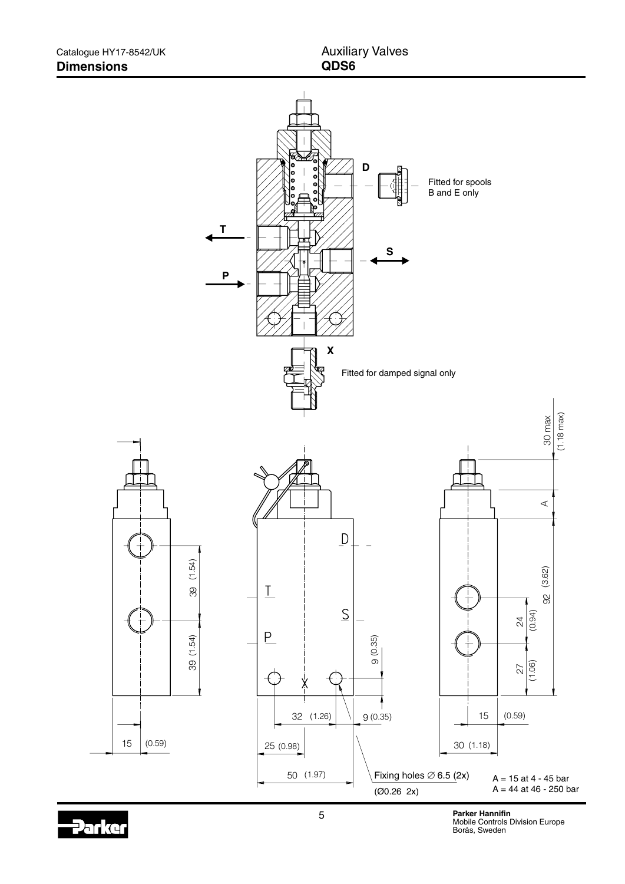# Dimensions

## Auxiliary Valves QDS6

D

Fitted for spools B and E only

T

S

P

X

Fitted for damped signal only

30 max (1.18 max)

A

92 (3.62)

24 (0.94)

27 (1.06)

15 (0.59)

30 (1.18)

39 (1.54)

39 (1.54)

15 (0.59)

D

T

S

P

X

9 (0.35)

32 (1.26)

9 (0.35)

25 (0.98)

50 (1.97)

Fixing holes ∅ 6.5 (2x)

(Ø0.26 2x)

A = 15 at 4 - 45 bar

A = 44 at 46 - 250 bar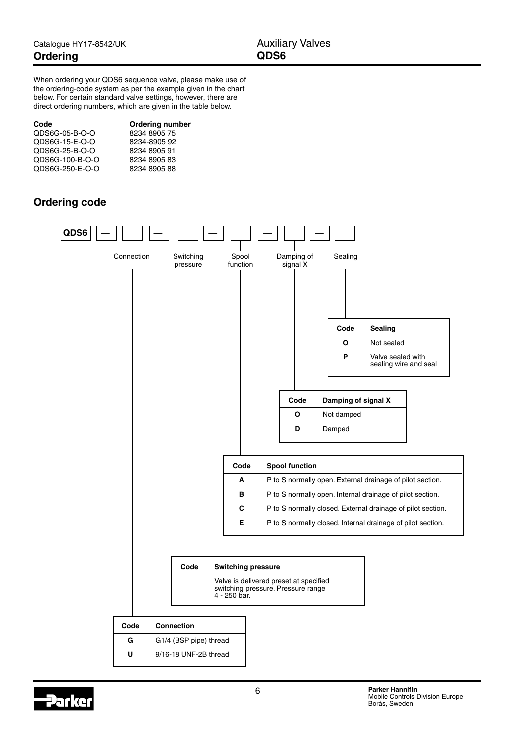# Ordering

When ordering your QDS6 sequence valve, please make use of the ordering-code system as per the example given in the chart below. For certain standard valve settings, however, there are direct ordering numbers, which are given in the table below.

| Code | Ordering number |
|---|---|
| QDS6G-05-B-O-O | 8234 8905 75 |
| QDS6G-15-E-O-O | 8234-8905 92 |
| QDS6G-25-B-O-O | 8234 8905 91 |
| QDS6G-100-B-O-O | 8234 8905 83 |
| QDS6G-250-E-O-O | 8234 8905 88 |

## Ordering code

QDS6 — [Connection] — [Switching pressure] — [Spool function] — [Damping of signal X] — [Sealing]

| Code | Sealing |
|---|---|
| **O** | Not sealed |
| **P** | Valve sealed with sealing wire and seal |

| Code | Damping of signal X |
|---|---|
| **O** | Not damped |
| **D** | Damped |

| Code | Spool function |
|---|---|
| **A** | P to S normally open. External drainage of pilot section. |
| **B** | P to S normally open. Internal drainage of pilot section. |
| **C** | P to S normally closed. External drainage of pilot section. |
| **E** | P to S normally closed. Internal drainage of pilot section. |

| Code | Switching pressure |
|---|---|
| | Valve is delivered preset at specified switching pressure. Pressure range 4 - 250 bar. |

| Code | Connection |
|---|---|
| **G** | G1/4 (BSP pipe) thread |
| **U** | 9/16-18 UNF-2B thread |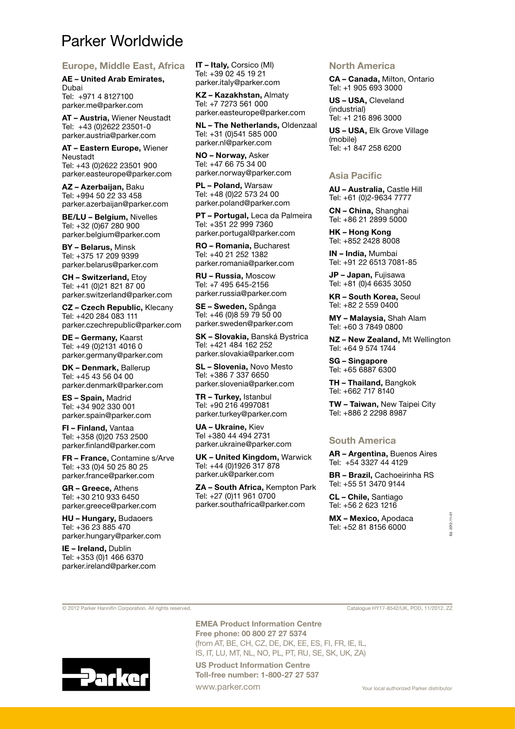# Parker Worldwide

## Europe, Middle East, Africa

**AE – United Arab Emirates,** Dubai
Tel: +971 4 8127100
parker.me@parker.com

**AT – Austria,** Wiener Neustadt
Tel: +43 (0)2622 23501-0
parker.austria@parker.com

**AT – Eastern Europe,** Wiener Neustadt
Tel: +43 (0)2622 23501 900
parker.easteurope@parker.com

**AZ – Azerbaijan,** Baku
Tel: +994 50 22 33 458
parker.azerbaijan@parker.com

**BE/LU – Belgium,** Nivelles
Tel: +32 (0)67 280 900
parker.belgium@parker.com

**BY – Belarus,** Minsk
Tel: +375 17 209 9399
parker.belarus@parker.com

**CH – Switzerland,** Etoy
Tel: +41 (0)21 821 87 00
parker.switzerland@parker.com

**CZ – Czech Republic,** Klecany
Tel: +420 284 083 111
parker.czechrepublic@parker.com

**DE – Germany,** Kaarst
Tel: +49 (0)2131 4016 0
parker.germany@parker.com

**DK – Denmark,** Ballerup
Tel: +45 43 56 04 00
parker.denmark@parker.com

**ES – Spain,** Madrid
Tel: +34 902 330 001
parker.spain@parker.com

**FI – Finland,** Vantaa
Tel: +358 (0)20 753 2500
parker.finland@parker.com

**FR – France,** Contamine s/Arve
Tel: +33 (0)4 50 25 80 25
parker.france@parker.com

**GR – Greece,** Athens
Tel: +30 210 933 6450
parker.greece@parker.com

**HU – Hungary,** Budaoers
Tel: +36 23 885 470
parker.hungary@parker.com

**IE – Ireland,** Dublin
Tel: +353 (0)1 466 6370
parker.ireland@parker.com

**IT – Italy,** Corsico (MI)
Tel: +39 02 45 19 21
parker.italy@parker.com

**KZ – Kazakhstan,** Almaty
Tel: +7 7273 561 000
parker.easteurope@parker.com

**NL – The Netherlands,** Oldenzaal
Tel: +31 (0)541 585 000
parker.nl@parker.com

**NO – Norway,** Asker
Tel: +47 66 75 34 00
parker.norway@parker.com

**PL – Poland,** Warsaw
Tel: +48 (0)22 573 24 00
parker.poland@parker.com

**PT – Portugal,** Leca da Palmeira
Tel: +351 22 999 7360
parker.portugal@parker.com

**RO – Romania,** Bucharest
Tel: +40 21 252 1382
parker.romania@parker.com

**RU – Russia,** Moscow
Tel: +7 495 645-2156
parker.russia@parker.com

**SE – Sweden,** Spånga
Tel: +46 (0)8 59 79 50 00
parker.sweden@parker.com

**SK – Slovakia,** Banská Bystrica
Tel: +421 484 162 252
parker.slovakia@parker.com

**SL – Slovenia,** Novo Mesto
Tel: +386 7 337 6650
parker.slovenia@parker.com

**TR – Turkey,** Istanbul
Tel: +90 216 4997081
parker.turkey@parker.com

**UA – Ukraine,** Kiev
Tel +380 44 494 2731
parker.ukraine@parker.com

**UK – United Kingdom,** Warwick
Tel: +44 (0)1926 317 878
parker.uk@parker.com

**ZA – South Africa,** Kempton Park
Tel: +27 (0)11 961 0700
parker.southafrica@parker.com

## North America

**CA – Canada,** Milton, Ontario
Tel: +1 905 693 3000

**US – USA,** Cleveland (industrial)
Tel: +1 216 896 3000

**US – USA,** Elk Grove Village (mobile)
Tel: +1 847 258 6200

## Asia Pacific

**AU – Australia,** Castle Hill
Tel: +61 (0)2-9634 7777

**CN – China,** Shanghai
Tel: +86 21 2899 5000

**HK – Hong Kong**
Tel: +852 2428 8008

**IN – India,** Mumbai
Tel: +91 22 6513 7081-85

**JP – Japan,** Fujisawa
Tel: +81 (0)4 6635 3050

**KR – South Korea,** Seoul
Tel: +82 2 559 0400

**MY – Malaysia,** Shah Alam
Tel: +60 3 7849 0800

**NZ – New Zealand,** Mt Wellington
Tel: +64 9 574 1744

**SG – Singapore**
Tel: +65 6887 6300

**TH – Thailand,** Bangkok
Tel: +662 717 8140

**TW – Taiwan,** New Taipei City
Tel: +886 2 2298 8987

## South America

**AR – Argentina,** Buenos Aires
Tel: +54 3327 44 4129

**BR – Brazil,** Cachoeirinha RS
Tel: +55 51 3470 9144

**CL – Chile,** Santiago
Tel: +56 2 623 1216

**MX – Mexico,** Apodaca
Tel: +52 81 8156 6000

Ed. 2012-11-01

© 2012 Parker Hannifin Corporation. All rights reserved.

Catalogue HY17-8542/UK, POD, 11/2012, ZZ

**EMEA Product Information Centre**
**Free phone: 00 800 27 27 5374**
(from AT, BE, CH, CZ, DE, DK, EE, ES, FI, FR, IE, IL, IS, IT, LU, MT, NL, NO, PL, PT, RU, SE, SK, UK, ZA)

**US Product Information Centre**
**Toll-free number: 1-800-27 27 537**

www.parker.com

Your local authorized Parker distributor